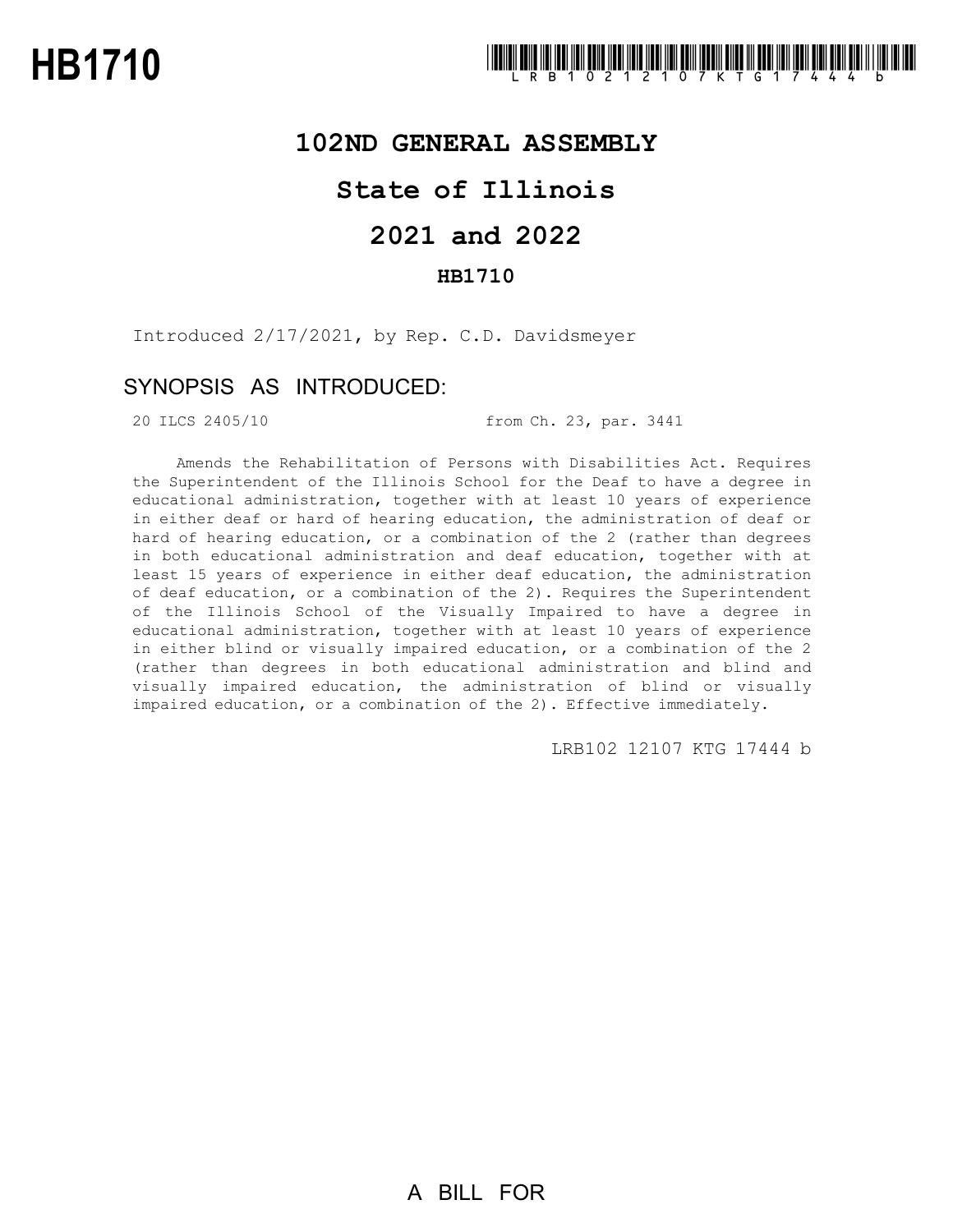# HB1710

LRB102 12107 KTG 17444 b

## 102ND GENERAL ASSEMBLY

## State of Illinois

## 2021 and 2022

### HB1710

Introduced 2/17/2021, by Rep. C.D. Davidsmeyer

### SYNOPSIS AS INTRODUCED:

20 ILCS 2405/10 from Ch. 23, par. 3441

Amends the Rehabilitation of Persons with Disabilities Act. Requires the Superintendent of the Illinois School for the Deaf to have a degree in educational administration, together with at least 10 years of experience in either deaf or hard of hearing education, the administration of deaf or hard of hearing education, or a combination of the 2 (rather than degrees in both educational administration and deaf education, together with at least 15 years of experience in either deaf education, the administration of deaf education, or a combination of the 2). Requires the Superintendent of the Illinois School of the Visually Impaired to have a degree in educational administration, together with at least 10 years of experience in either blind or visually impaired education, or a combination of the 2 (rather than degrees in both educational administration and blind and visually impaired education, the administration of blind or visually impaired education, or a combination of the 2). Effective immediately.

LRB102 12107 KTG 17444 b

A BILL FOR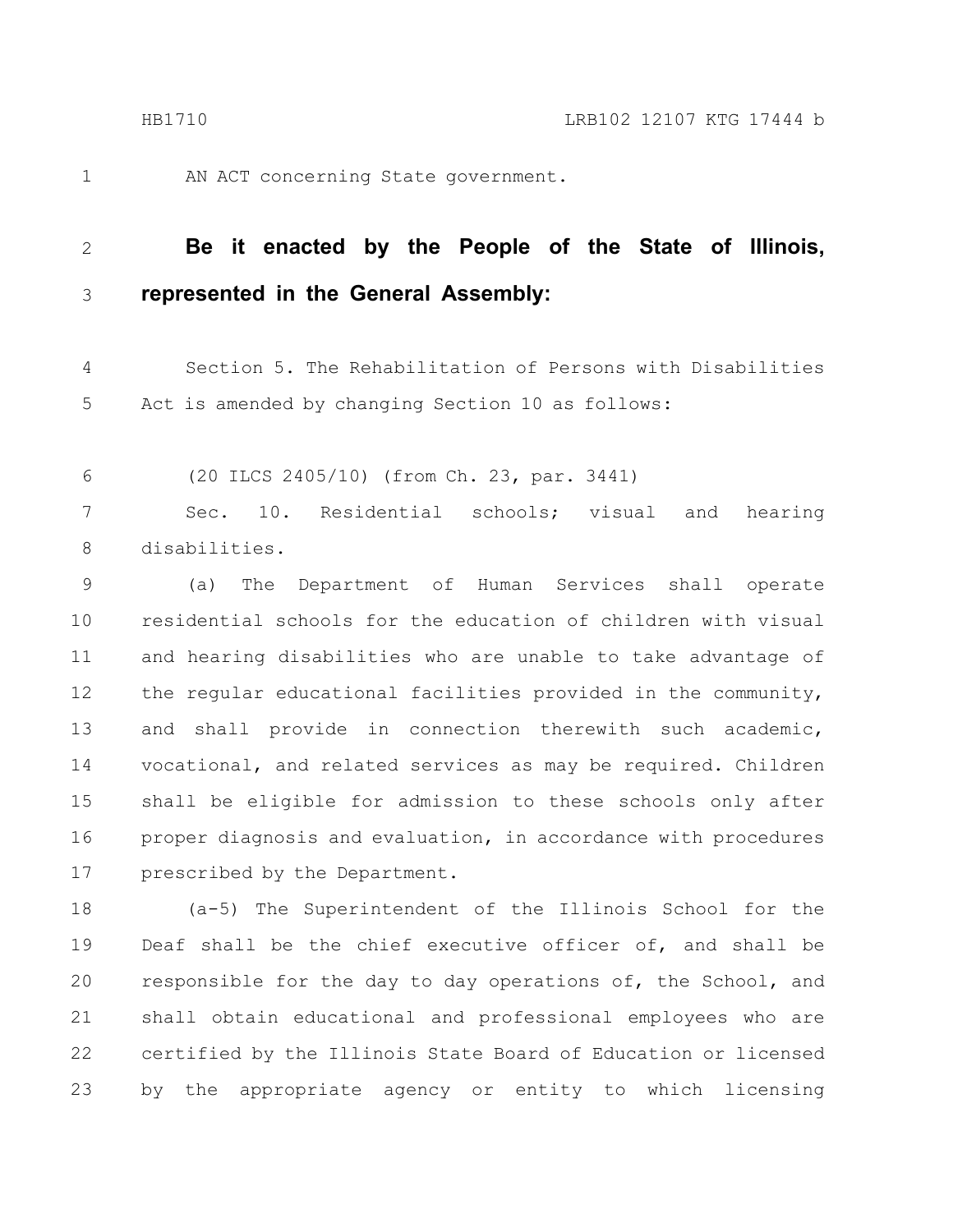AN ACT concerning State government.

**Be it enacted by the People of the State of Illinois, represented in the General Assembly:**

Section 5. The Rehabilitation of Persons with Disabilities Act is amended by changing Section 10 as follows:

(20 ILCS 2405/10) (from Ch. 23, par. 3441)

Sec. 10. Residential schools; visual and hearing disabilities.

(a) The Department of Human Services shall operate residential schools for the education of children with visual and hearing disabilities who are unable to take advantage of the regular educational facilities provided in the community, and shall provide in connection therewith such academic, vocational, and related services as may be required. Children shall be eligible for admission to these schools only after proper diagnosis and evaluation, in accordance with procedures prescribed by the Department.

(a-5) The Superintendent of the Illinois School for the Deaf shall be the chief executive officer of, and shall be responsible for the day to day operations of, the School, and shall obtain educational and professional employees who are certified by the Illinois State Board of Education or licensed by the appropriate agency or entity to which licensing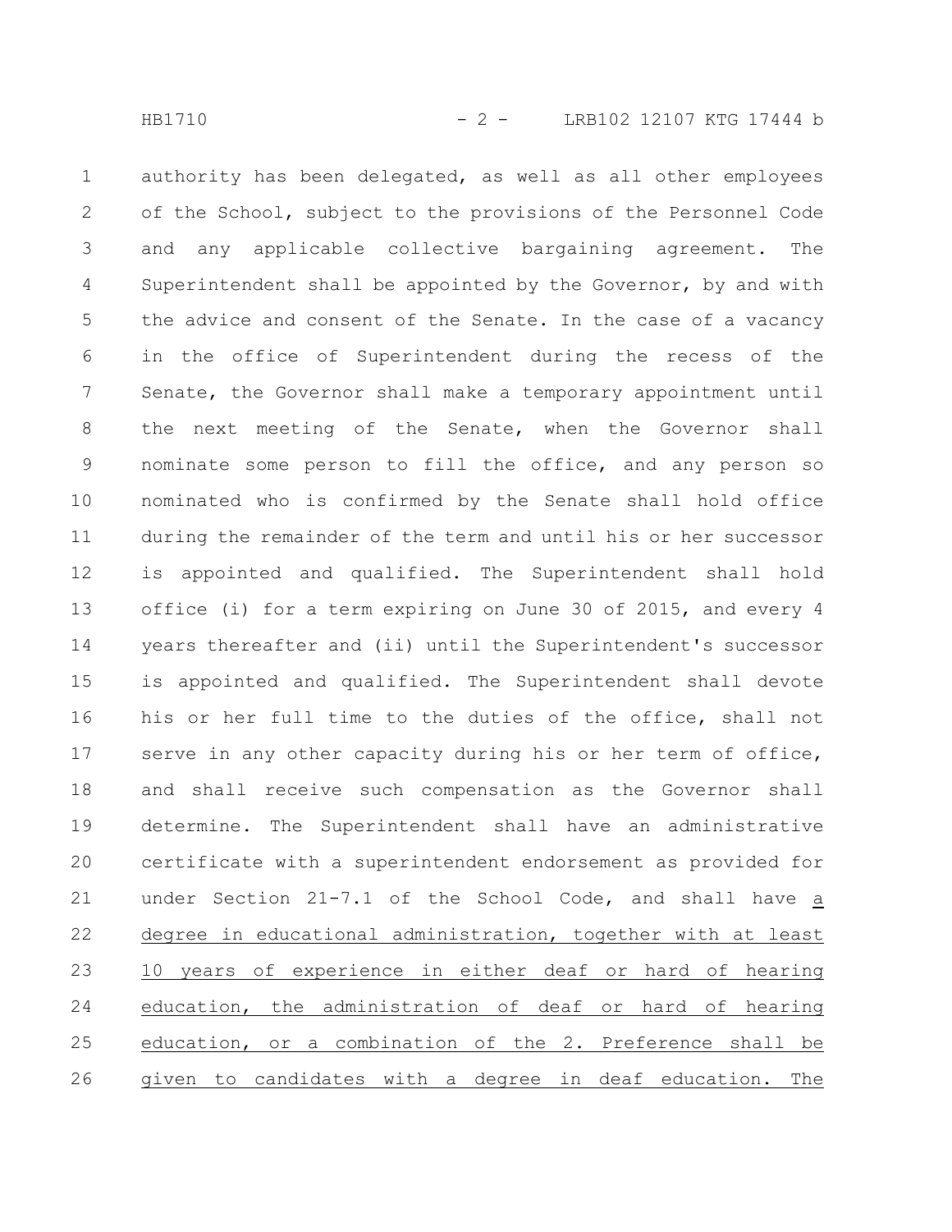authority has been delegated, as well as all other employees of the School, subject to the provisions of the Personnel Code and any applicable collective bargaining agreement. The Superintendent shall be appointed by the Governor, by and with the advice and consent of the Senate. In the case of a vacancy in the office of Superintendent during the recess of the Senate, the Governor shall make a temporary appointment until the next meeting of the Senate, when the Governor shall nominate some person to fill the office, and any person so nominated who is confirmed by the Senate shall hold office during the remainder of the term and until his or her successor is appointed and qualified. The Superintendent shall hold office (i) for a term expiring on June 30 of 2015, and every 4 years thereafter and (ii) until the Superintendent's successor is appointed and qualified. The Superintendent shall devote his or her full time to the duties of the office, shall not serve in any other capacity during his or her term of office, and shall receive such compensation as the Governor shall determine. The Superintendent shall have an administrative certificate with a superintendent endorsement as provided for under Section 21-7.1 of the School Code, and shall have <u>a degree in educational administration, together with at least 10 years of experience in either deaf or hard of hearing education, the administration of deaf or hard of hearing education, or a combination of the 2. Preference shall be given to candidates with a degree in deaf education. The</u>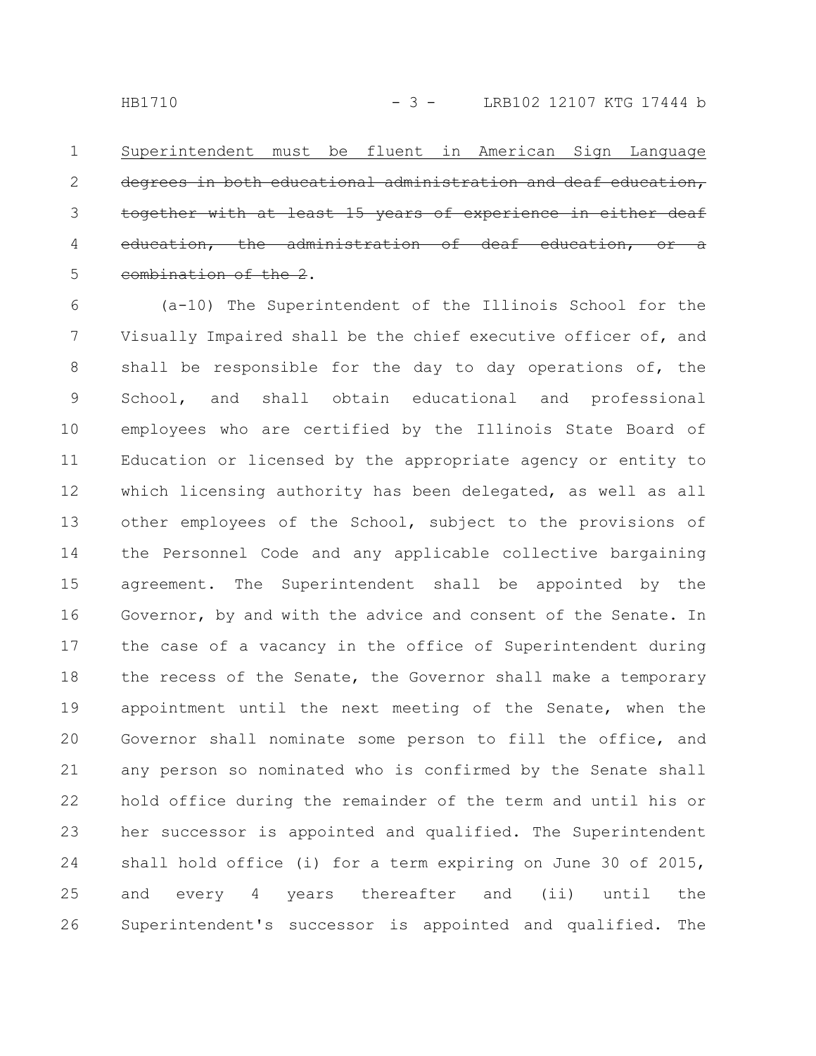Superintendent must be fluent in American Sign Language ~~degrees in both educational administration and deaf education, together with at least 15 years of experience in either deaf education, the administration of deaf education, or a combination of the 2~~.

(a-10) The Superintendent of the Illinois School for the Visually Impaired shall be the chief executive officer of, and shall be responsible for the day to day operations of, the School, and shall obtain educational and professional employees who are certified by the Illinois State Board of Education or licensed by the appropriate agency or entity to which licensing authority has been delegated, as well as all other employees of the School, subject to the provisions of the Personnel Code and any applicable collective bargaining agreement. The Superintendent shall be appointed by the Governor, by and with the advice and consent of the Senate. In the case of a vacancy in the office of Superintendent during the recess of the Senate, the Governor shall make a temporary appointment until the next meeting of the Senate, when the Governor shall nominate some person to fill the office, and any person so nominated who is confirmed by the Senate shall hold office during the remainder of the term and until his or her successor is appointed and qualified. The Superintendent shall hold office (i) for a term expiring on June 30 of 2015, and every 4 years thereafter and (ii) until the Superintendent's successor is appointed and qualified. The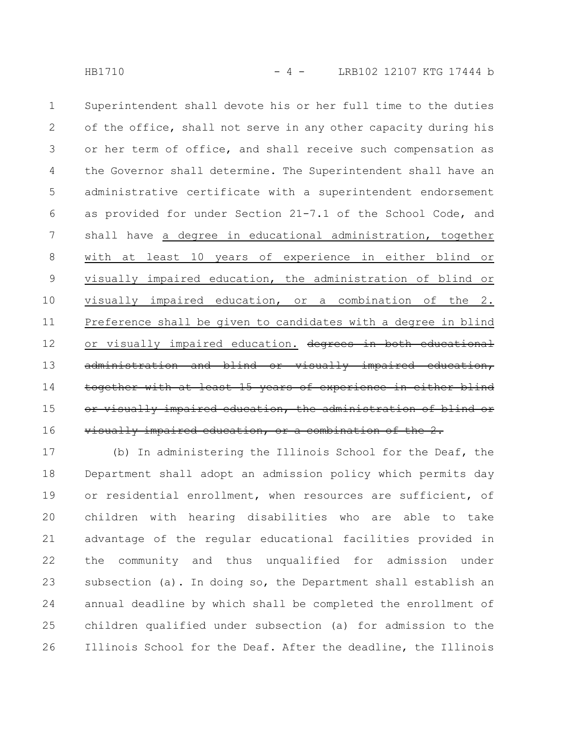Superintendent shall devote his or her full time to the duties of the office, shall not serve in any other capacity during his or her term of office, and shall receive such compensation as the Governor shall determine. The Superintendent shall have an administrative certificate with a superintendent endorsement as provided for under Section 21-7.1 of the School Code, and shall have <u>a degree in educational administration, together with at least 10 years of experience in either blind or visually impaired education, the administration of blind or visually impaired education, or a combination of the 2. Preference shall be given to candidates with a degree in blind or visually impaired education.</u> ~~degrees in both educational administration and blind or visually impaired education, together with at least 15 years of experience in either blind or visually impaired education, the administration of blind or visually impaired education, or a combination of the 2.~~

(b) In administering the Illinois School for the Deaf, the Department shall adopt an admission policy which permits day or residential enrollment, when resources are sufficient, of children with hearing disabilities who are able to take advantage of the regular educational facilities provided in the community and thus unqualified for admission under subsection (a). In doing so, the Department shall establish an annual deadline by which shall be completed the enrollment of children qualified under subsection (a) for admission to the Illinois School for the Deaf. After the deadline, the Illinois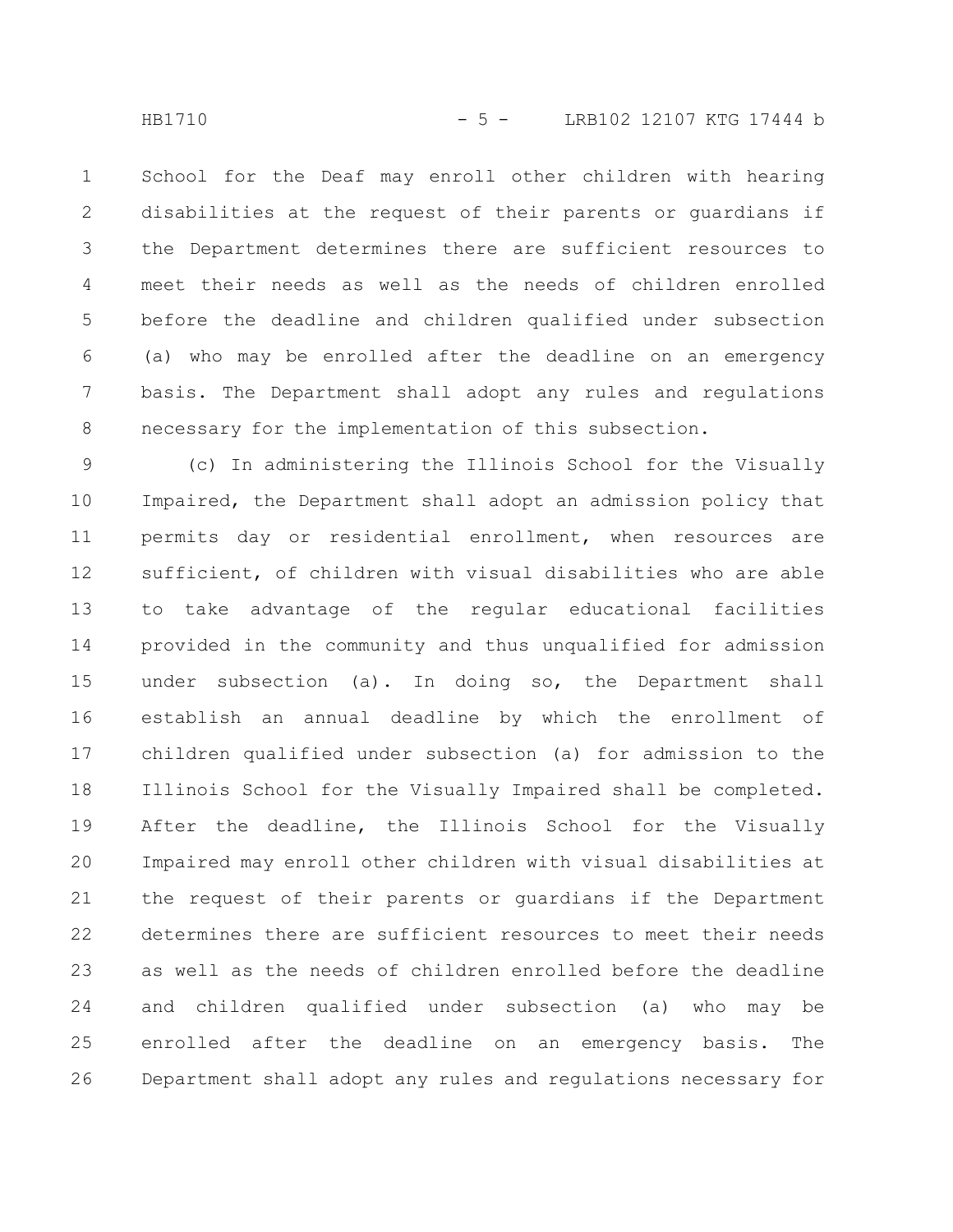School for the Deaf may enroll other children with hearing disabilities at the request of their parents or guardians if the Department determines there are sufficient resources to meet their needs as well as the needs of children enrolled before the deadline and children qualified under subsection (a) who may be enrolled after the deadline on an emergency basis. The Department shall adopt any rules and regulations necessary for the implementation of this subsection.

(c) In administering the Illinois School for the Visually Impaired, the Department shall adopt an admission policy that permits day or residential enrollment, when resources are sufficient, of children with visual disabilities who are able to take advantage of the regular educational facilities provided in the community and thus unqualified for admission under subsection (a). In doing so, the Department shall establish an annual deadline by which the enrollment of children qualified under subsection (a) for admission to the Illinois School for the Visually Impaired shall be completed. After the deadline, the Illinois School for the Visually Impaired may enroll other children with visual disabilities at the request of their parents or guardians if the Department determines there are sufficient resources to meet their needs as well as the needs of children enrolled before the deadline and children qualified under subsection (a) who may be enrolled after the deadline on an emergency basis. The Department shall adopt any rules and regulations necessary for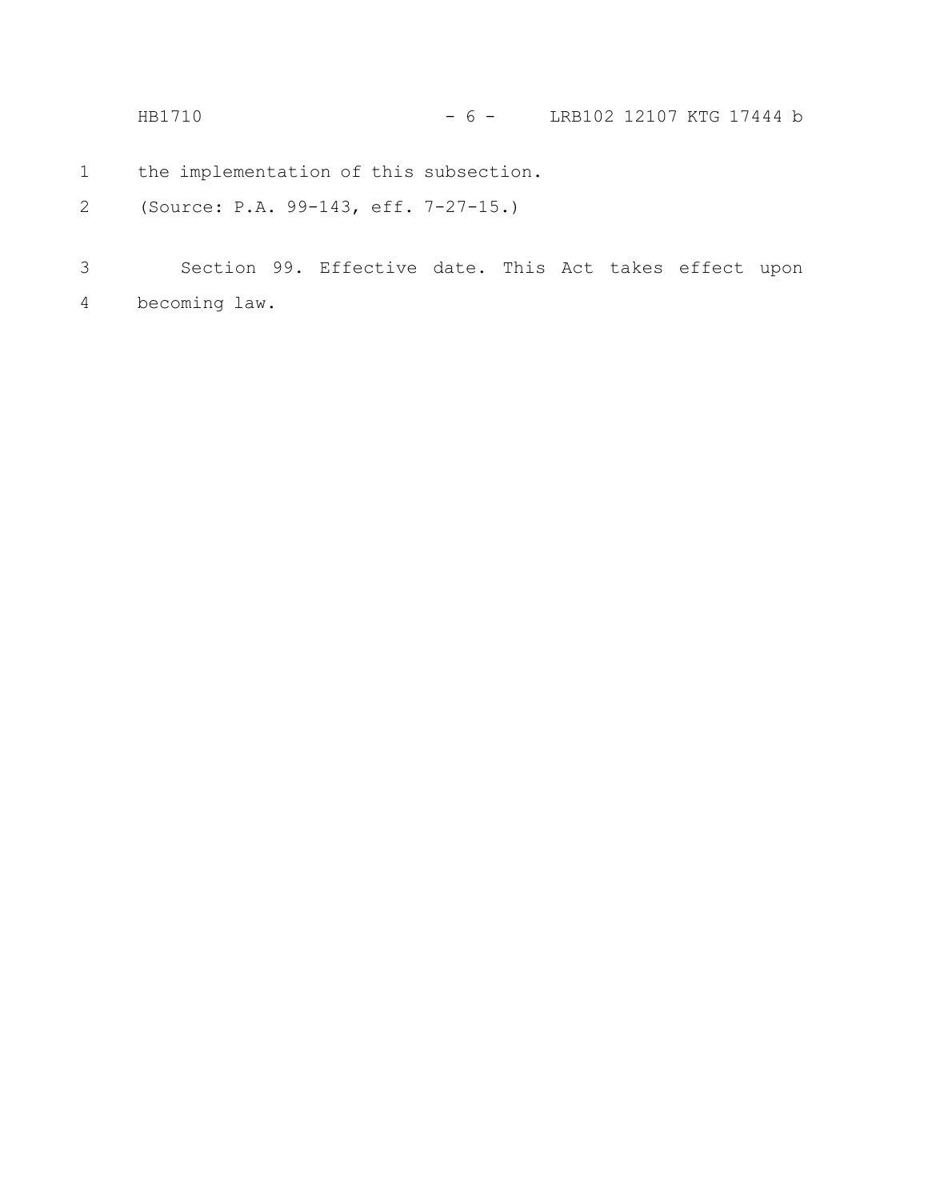the implementation of this subsection.

(Source: P.A. 99-143, eff. 7-27-15.)

Section 99. Effective date. This Act takes effect upon becoming law.